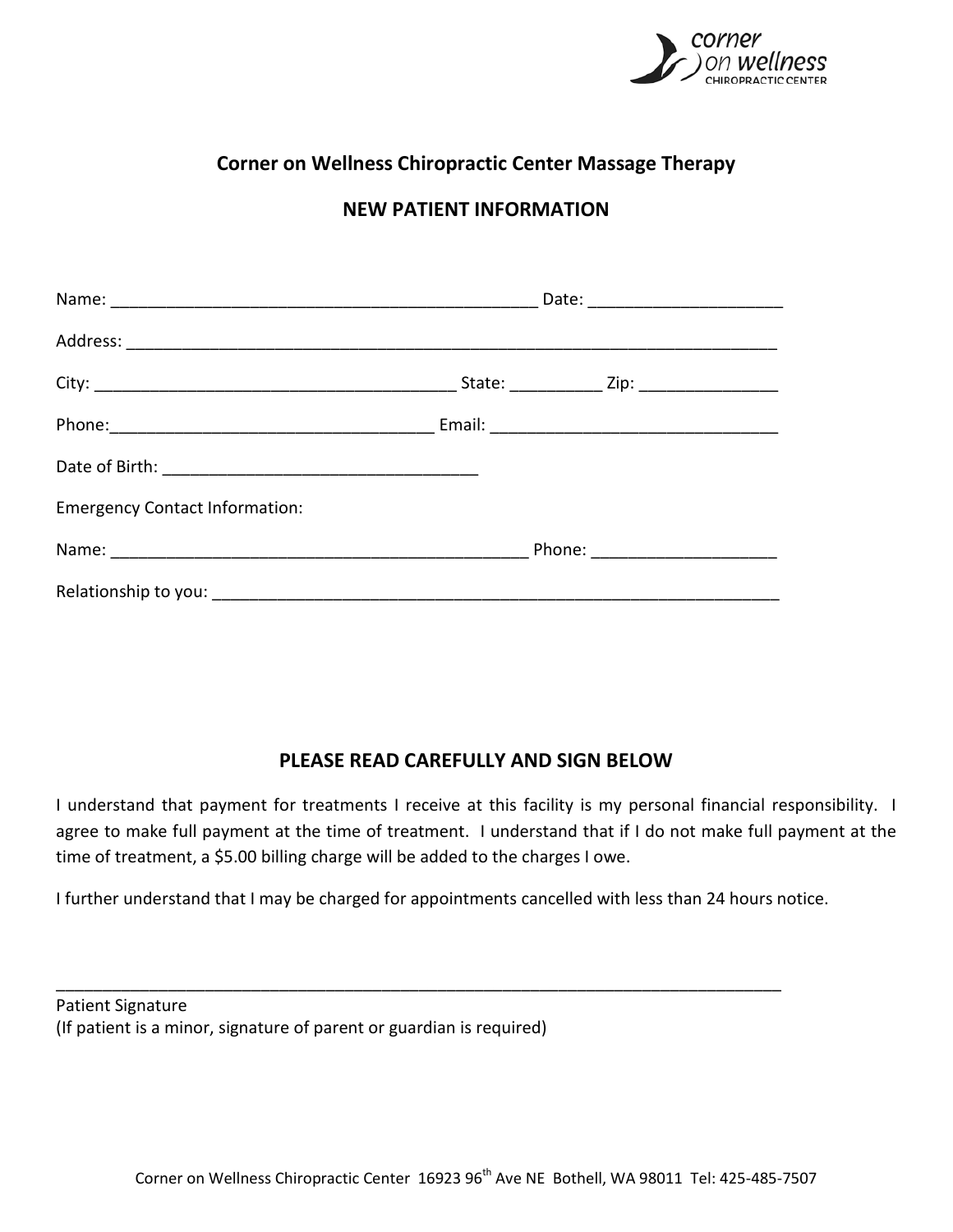corner on wellness CHIROPRACTIC CENTER

## Corner on Wellness Chiropractic Center Massage Therapy

## NEW PATIENT INFORMATION

Name: _______________________________________________ Date: _____________________

Address: _________________________________________________________________________

City: ______________________________________ State: __________ Zip: _______________

Phone:___________________________________ Email: ______________________________

Date of Birth: _________________________________

Emergency Contact Information:

Name: ______________________________________________ Phone: ___________________

Relationship to you: ______________________________________________________________

## PLEASE READ CAREFULLY AND SIGN BELOW

I understand that payment for treatments I receive at this facility is my personal financial responsibility. I agree to make full payment at the time of treatment. I understand that if I do not make full payment at the time of treatment, a $5.00 billing charge will be added to the charges I owe.

I further understand that I may be charged for appointments cancelled with less than 24 hours notice.

_________________________________________________________________________________

Patient Signature
(If patient is a minor, signature of parent or guardian is required)

Corner on Wellness Chiropractic Center 16923 96th Ave NE Bothell, WA 98011 Tel: 425-485-7507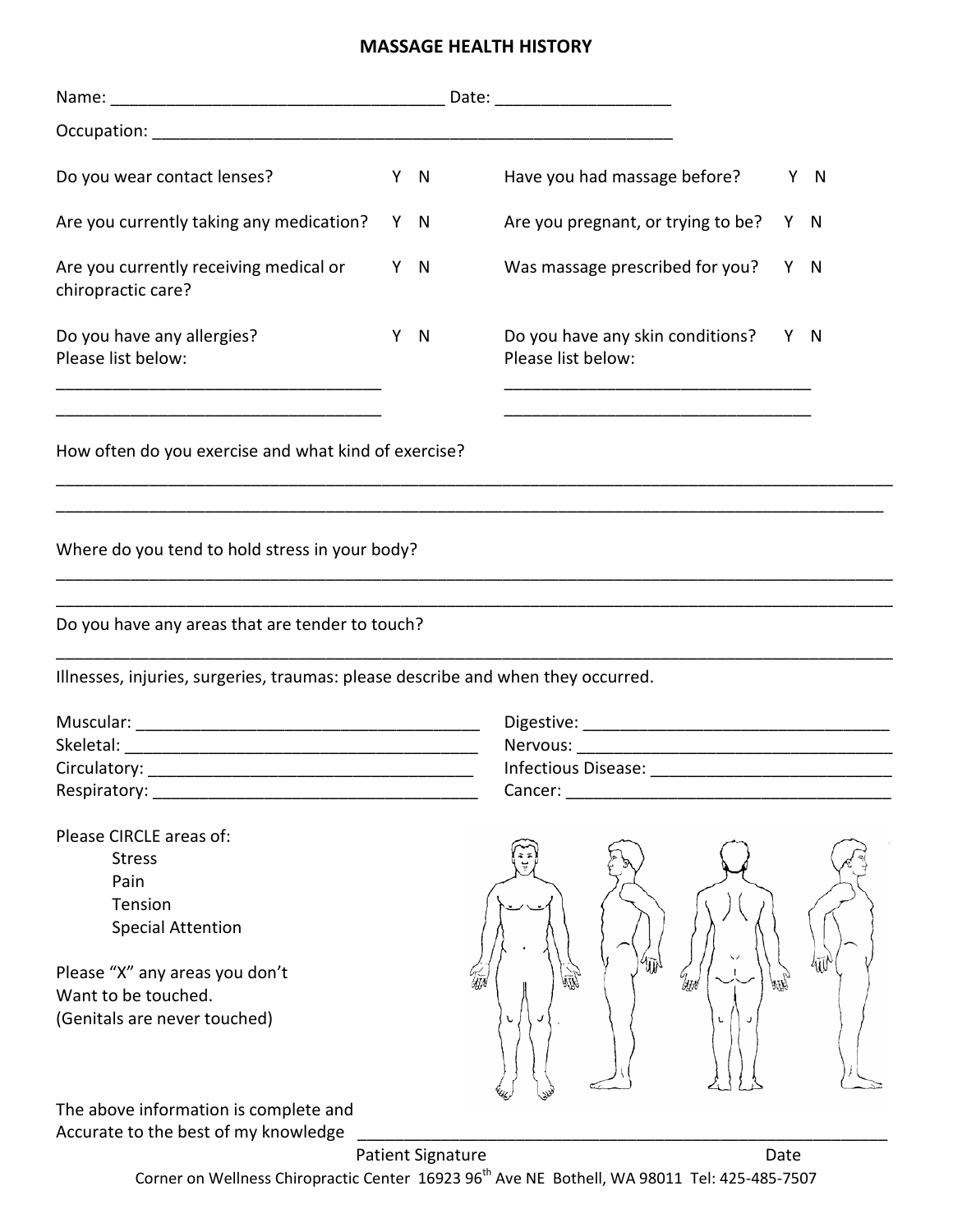# MASSAGE HEALTH HISTORY

Name: ___________________________________ Date: __________________

Occupation: ________________________________________________________

Do you wear contact lenses? Y N

Have you had massage before? Y N

Are you currently taking any medication? Y N

Are you pregnant, or trying to be? Y N

Are you currently receiving medical or chiropractic care? Y N

Was massage prescribed for you? Y N

Do you have any allergies? Y N
Please list below:
___________________________________
___________________________________

Do you have any skin conditions? Y N
Please list below:
_________________________________
_________________________________

How often do you exercise and what kind of exercise?
_____________________________________________________________________________________________
_____________________________________________________________________________________________

Where do you tend to hold stress in your body?
_____________________________________________________________________________________________
_____________________________________________________________________________________________

Do you have any areas that are tender to touch?
_____________________________________________________________________________________________

Illnesses, injuries, surgeries, traumas: please describe and when they occurred.

Muscular: _____________________________________

Skeletal: ______________________________________

Circulatory: ___________________________________

Respiratory: ___________________________________

Digestive: _________________________________

Nervous: __________________________________

Infectious Disease: __________________________

Cancer: ___________________________________

Please CIRCLE areas of:
- Stress
- Pain
- Tension
- Special Attention

Please "X" any areas you don't
Want to be touched.
(Genitals are never touched)

The above information is complete and
Accurate to the best of my knowledge ___________________________________________________________

Patient Signature Date

Corner on Wellness Chiropractic Center 16923 96th Ave NE Bothell, WA 98011 Tel: 425-485-7507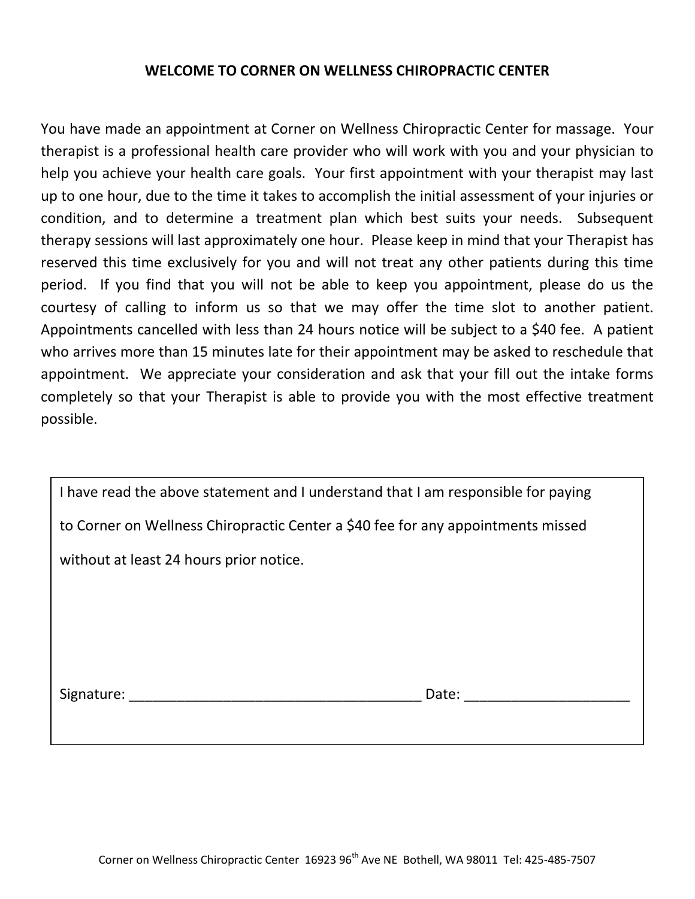**WELCOME TO CORNER ON WELLNESS CHIROPRACTIC CENTER**

You have made an appointment at Corner on Wellness Chiropractic Center for massage. Your therapist is a professional health care provider who will work with you and your physician to help you achieve your health care goals. Your first appointment with your therapist may last up to one hour, due to the time it takes to accomplish the initial assessment of your injuries or condition, and to determine a treatment plan which best suits your needs. Subsequent therapy sessions will last approximately one hour. Please keep in mind that your Therapist has reserved this time exclusively for you and will not treat any other patients during this time period. If you find that you will not be able to keep you appointment, please do us the courtesy of calling to inform us so that we may offer the time slot to another patient. Appointments cancelled with less than 24 hours notice will be subject to a $40 fee. A patient who arrives more than 15 minutes late for their appointment may be asked to reschedule that appointment. We appreciate your consideration and ask that your fill out the intake forms completely so that your Therapist is able to provide you with the most effective treatment possible.

I have read the above statement and I understand that I am responsible for paying to Corner on Wellness Chiropractic Center a $40 fee for any appointments missed without at least 24 hours prior notice.

Signature: ______________________________________ Date: _____________________

Corner on Wellness Chiropractic Center 16923 96th Ave NE Bothell, WA 98011 Tel: 425-485-7507